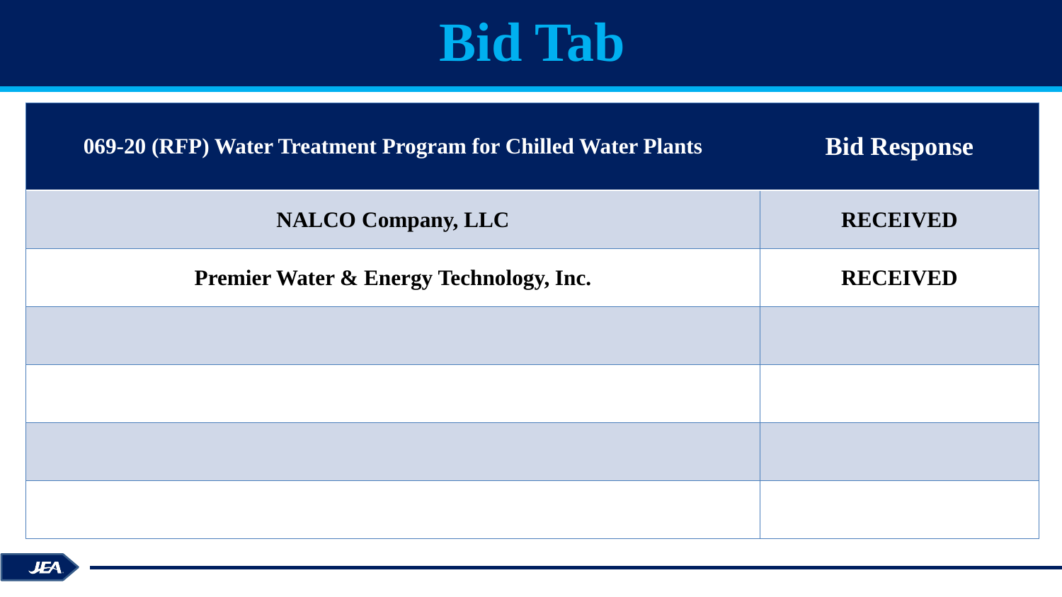# Bid Tab

| 069-20 (RFP) Water Treatment Program for Chilled Water Plants | Bid Response |
| --- | --- |
| **NALCO Company, LLC** | **RECEIVED** |
| **Premier Water & Energy Technology, Inc.** | **RECEIVED** |
| | |
| | |
| | |
| | |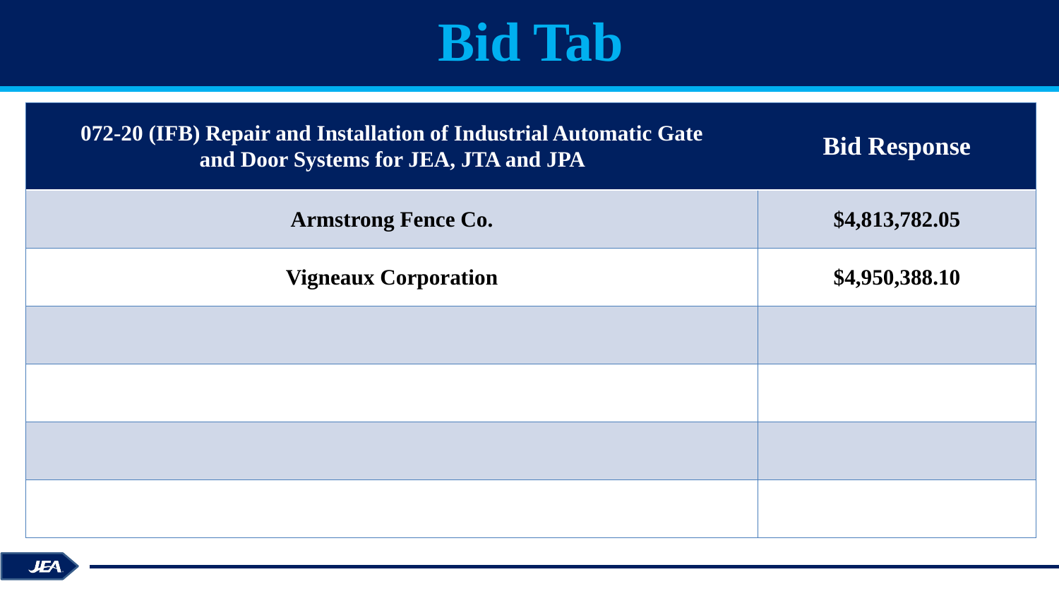# Bid Tab

| 072-20 (IFB) Repair and Installation of Industrial Automatic Gate and Door Systems for JEA, JTA and JPA | Bid Response |
|---|---|
| **Armstrong Fence Co.** | **$4,813,782.05** |
| **Vigneaux Corporation** | **$4,950,388.10** |
| | |
| | |
| | |
| | |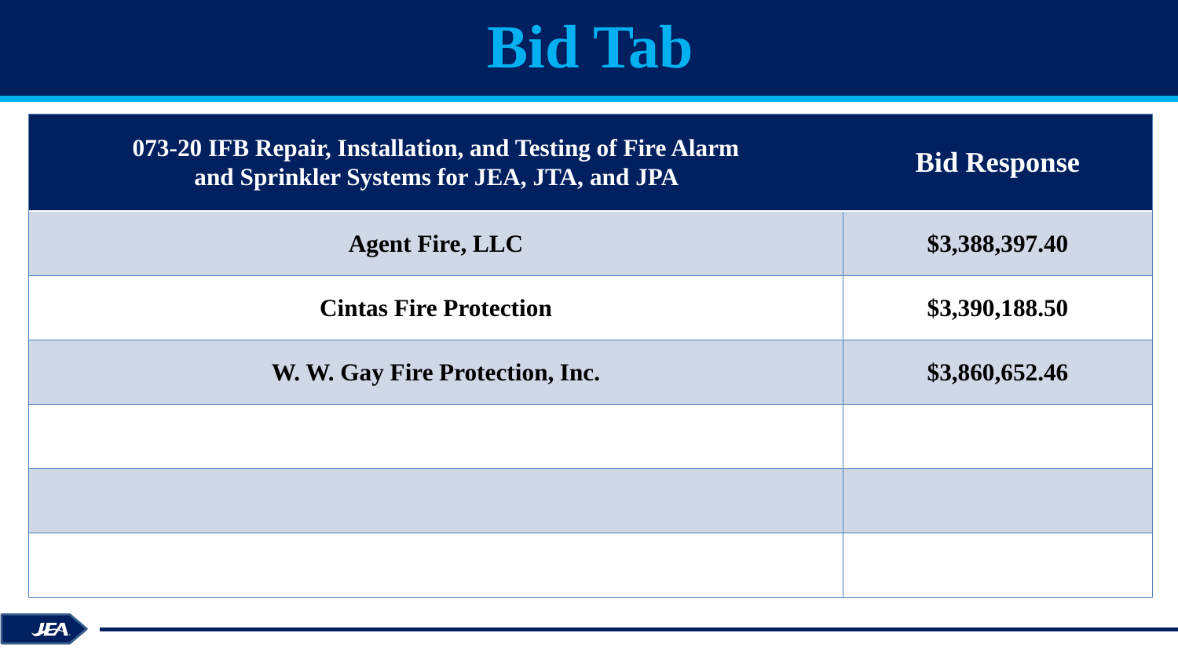# Bid Tab

| 073-20 IFB Repair, Installation, and Testing of Fire Alarm and Sprinkler Systems for JEA, JTA, and JPA | Bid Response |
| --- | --- |
| **Agent Fire, LLC** | **$3,388,397.40** |
| **Cintas Fire Protection** | **$3,390,188.50** |
| **W. W. Gay Fire Protection, Inc.** | **$3,860,652.46** |
| | |
| | |
| | |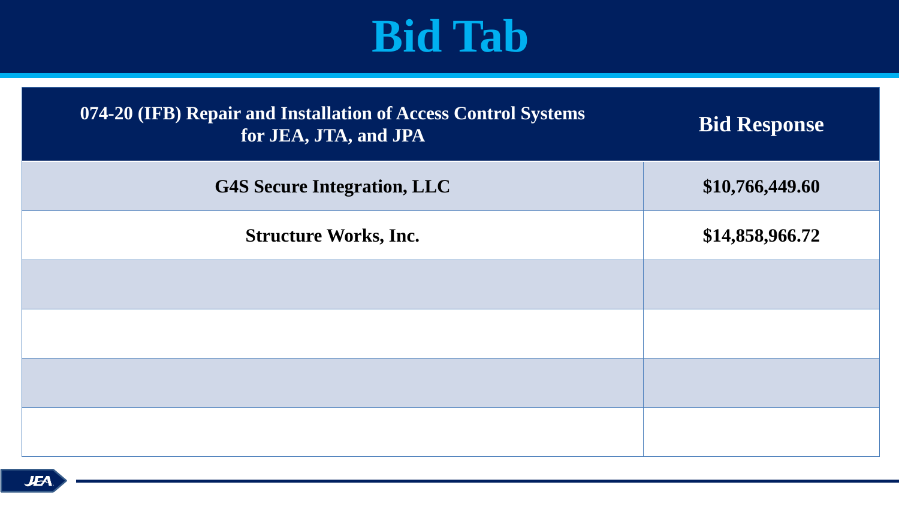# Bid Tab

| 074-20 (IFB) Repair and Installation of Access Control Systems for JEA, JTA, and JPA | Bid Response |
|---|---|
| G4S Secure Integration, LLC | $10,766,449.60 |
| Structure Works, Inc. | $14,858,966.72 |
| | |
| | |
| | |
| | |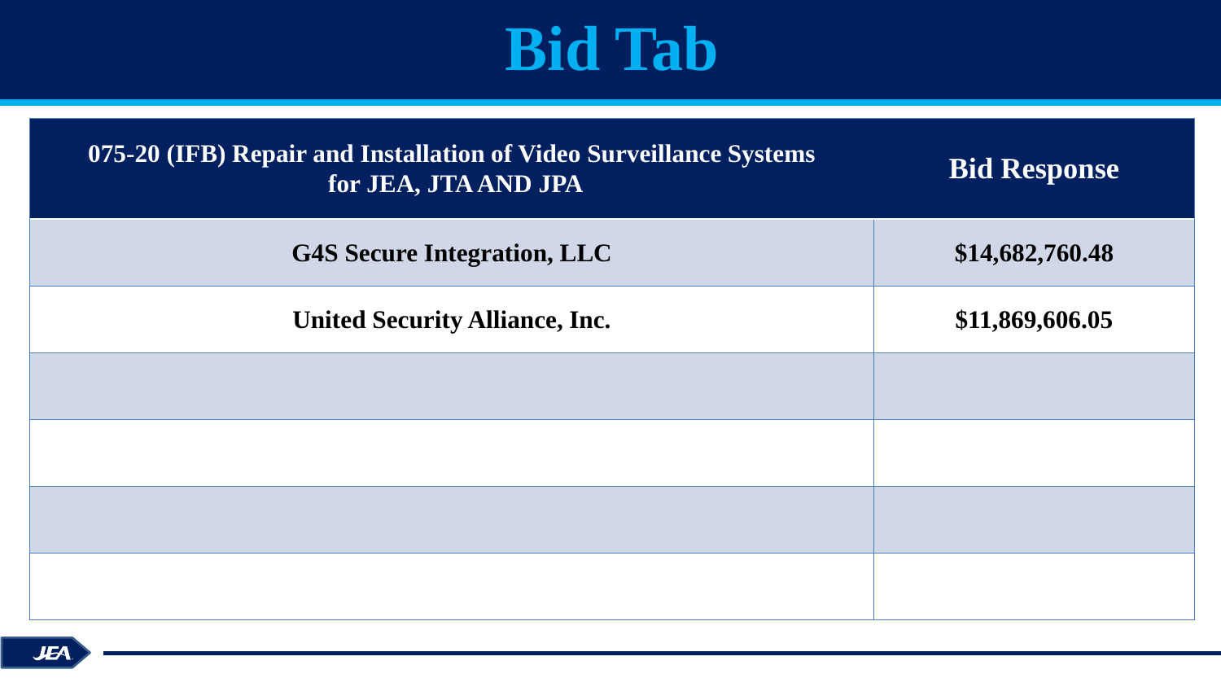# Bid Tab

| 075-20 (IFB) Repair and Installation of Video Surveillance Systems for JEA, JTA AND JPA | Bid Response |
|---|---|
| G4S Secure Integration, LLC | $14,682,760.48 |
| United Security Alliance, Inc. | $11,869,606.05 |
| | |
| | |
| | |
| | |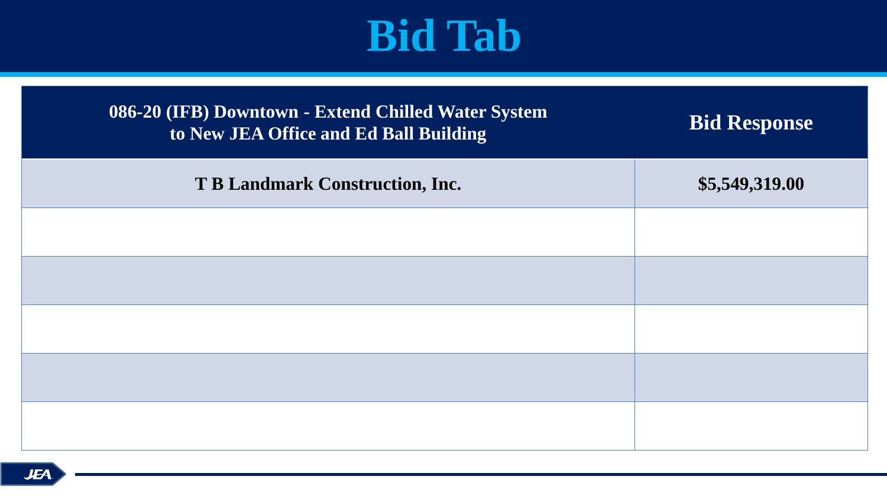# Bid Tab

| 086-20 (IFB) Downtown - Extend Chilled Water System to New JEA Office and Ed Ball Building | Bid Response |
|---|---|
| T B Landmark Construction, Inc. | $5,549,319.00 |
| | |
| | |
| | |
| | |
| | |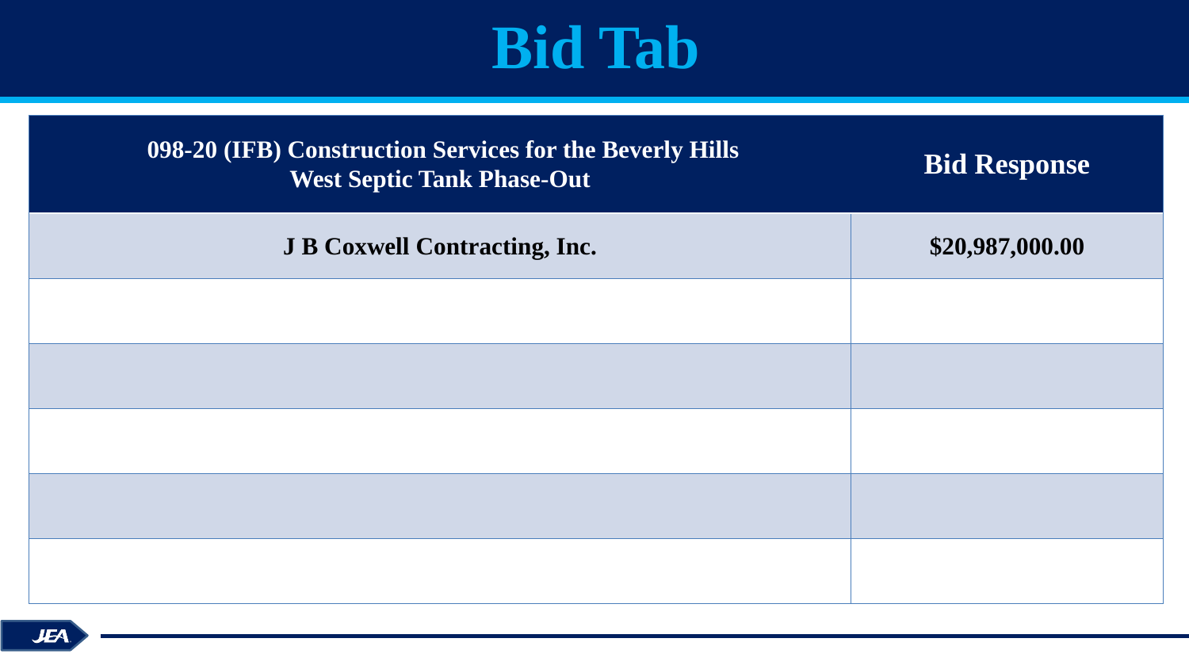# Bid Tab

| 098-20 (IFB) Construction Services for the Beverly Hills West Septic Tank Phase-Out | Bid Response |
|---|---|
| J B Coxwell Contracting, Inc. | $20,987,000.00 |
| | |
| | |
| | |
| | |
| | |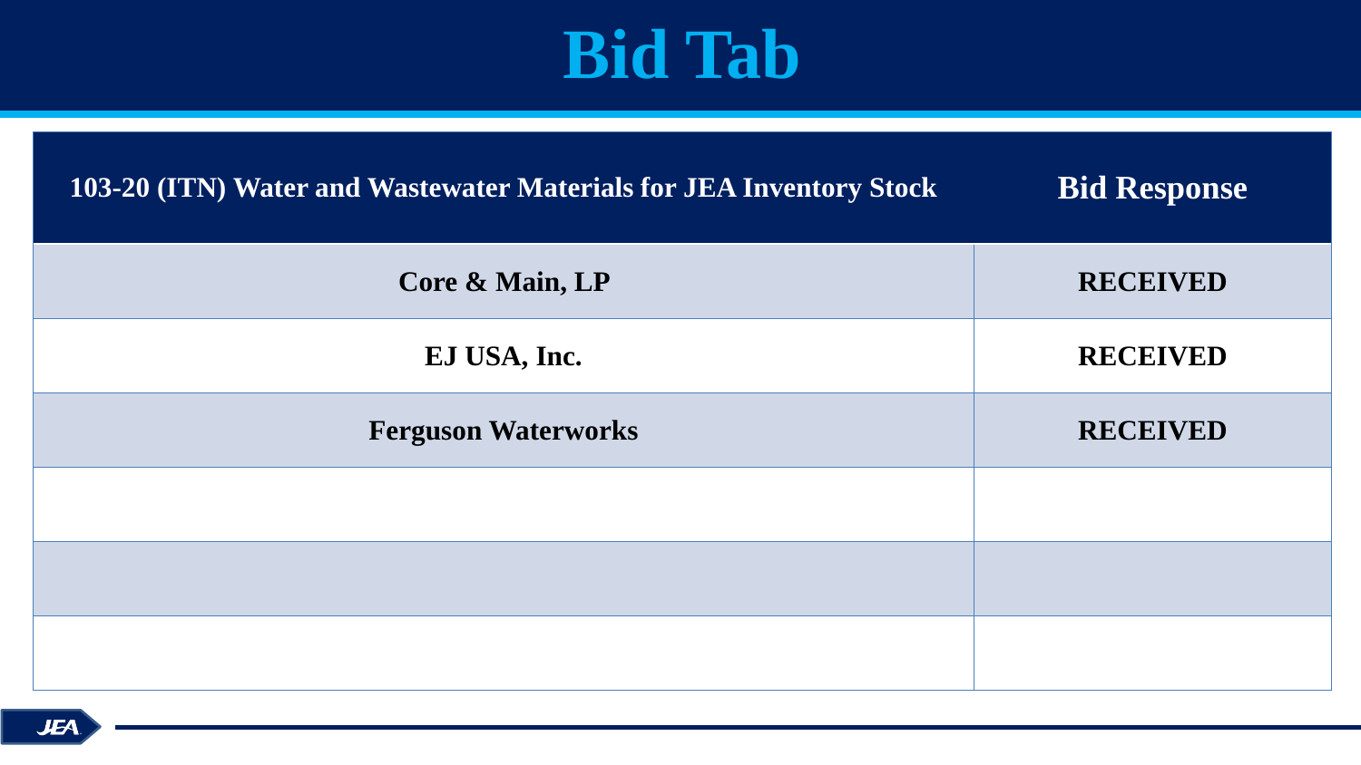# Bid Tab

| 103-20 (ITN) Water and Wastewater Materials for JEA Inventory Stock | Bid Response |
|---|---|
| Core & Main, LP | RECEIVED |
| EJ USA, Inc. | RECEIVED |
| Ferguson Waterworks | RECEIVED |
| | |
| | |
| | |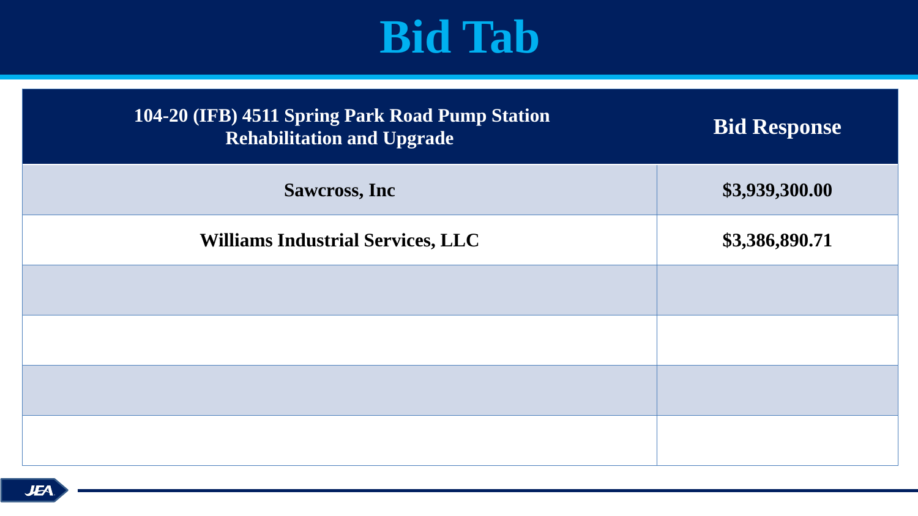# Bid Tab

| 104-20 (IFB) 4511 Spring Park Road Pump Station Rehabilitation and Upgrade | Bid Response |
|---|---|
| Sawcross, Inc | $3,939,300.00 |
| Williams Industrial Services, LLC | $3,386,890.71 |
| | |
| | |
| | |
| | |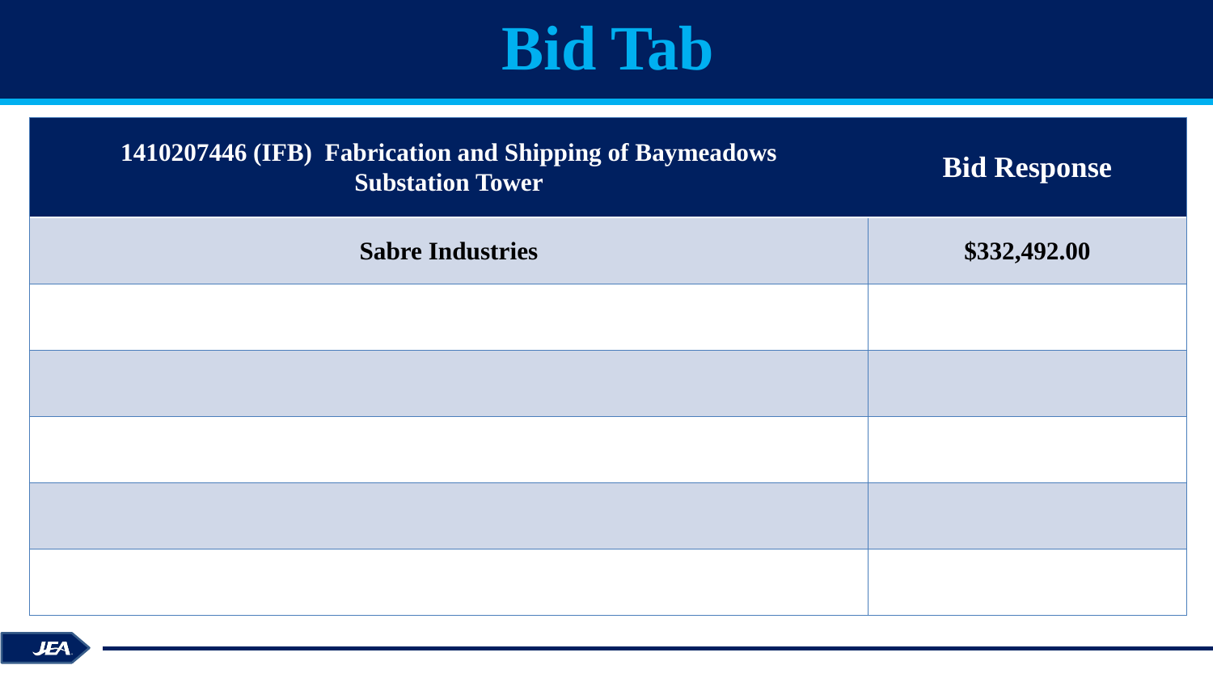# Bid Tab

| 1410207446 (IFB) Fabrication and Shipping of Baymeadows Substation Tower | Bid Response |
|---|---|
| Sabre Industries | $332,492.00 |
| | |
| | |
| | |
| | |
| | |